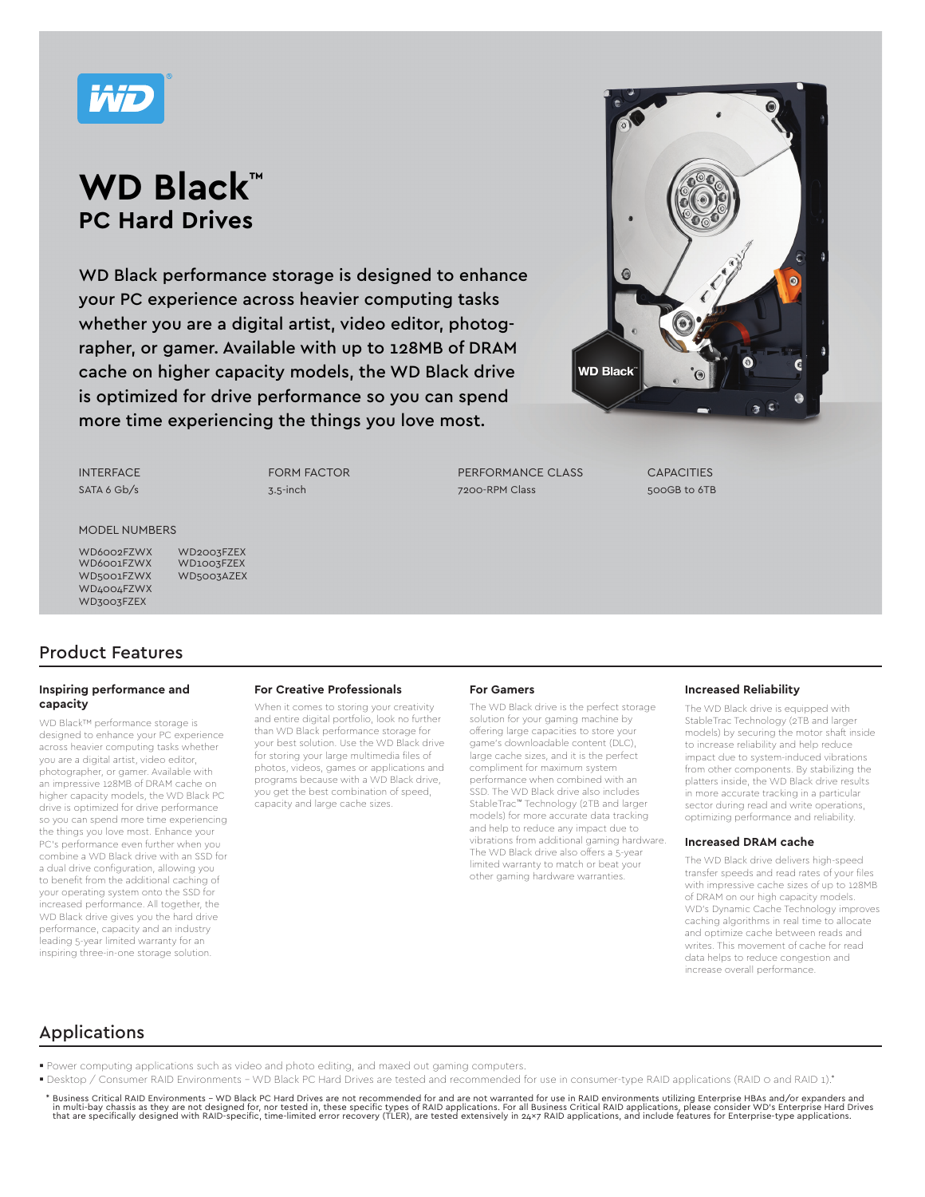# WD Black™

## PC Hard Drives

WD Black performance storage is designed to enhance your PC experience across heavier computing tasks whether you are a digital artist, video editor, photographer, or gamer. Available with up to 128MB of DRAM cache on higher capacity models, the WD Black drive is optimized for drive performance so you can spend more time experiencing the things you love most.

| INTERFACE | FORM FACTOR | PERFORMANCE CLASS | CAPACITIES |
|---|---|---|---|
| SATA 6 Gb/s | 3.5-inch | 7200-RPM Class | 500GB to 6TB |

MODEL NUMBERS

WD6002FZWX
WD6001FZWX
WD5001FZWX
WD4004FZWX
WD3003FZEX
WD2003FZEX
WD1003FZEX
WD5003AZEX

## Product Features

### Inspiring performance and capacity

WD Black™ performance storage is designed to enhance your PC experience across heavier computing tasks whether you are a digital artist, video editor, photographer, or gamer. Available with an impressive 128MB of DRAM cache on higher capacity models, the WD Black PC drive is optimized for drive performance so you can spend more time experiencing the things you love most. Enhance your PC's performance even further when you combine a WD Black drive with an SSD for a dual drive configuration, allowing you to benefit from the additional caching of your operating system onto the SSD for increased performance. All together, the WD Black drive gives you the hard drive performance, capacity and an industry leading 5-year limited warranty for an inspiring three-in-one storage solution.

### For Creative Professionals

When it comes to storing your creativity and entire digital portfolio, look no further than WD Black performance storage for your best solution. Use the WD Black drive for storing your large multimedia files of photos, videos, games or applications and programs because with a WD Black drive, you get the best combination of speed, capacity and large cache sizes.

### For Gamers

The WD Black drive is the perfect storage solution for your gaming machine by offering large capacities to store your game's downloadable content (DLC), large cache sizes, and it is the perfect compliment for maximum system performance when combined with an SSD. The WD Black drive also includes StableTrac™ Technology (2TB and larger models) for more accurate data tracking and help to reduce any impact due to vibrations from additional gaming hardware. The WD Black drive also offers a 5-year limited warranty to match or beat your other gaming hardware warranties.

### Increased Reliability

The WD Black drive is equipped with StableTrac Technology (2TB and larger models) by securing the motor shaft inside to increase reliability and help reduce impact due to system-induced vibrations from other components. By stabilizing the platters inside, the WD Black drive results in more accurate tracking in a particular sector during read and write operations, optimizing performance and reliability.

### Increased DRAM cache

The WD Black drive delivers high-speed transfer speeds and read rates of your files with impressive cache sizes of up to 128MB of DRAM on our high capacity models. WD's Dynamic Cache Technology improves caching algorithms in real time to allocate and optimize cache between reads and writes. This movement of cache for read data helps to reduce congestion and increase overall performance.

## Applications

- Power computing applications such as video and photo editing, and maxed out gaming computers.
- Desktop / Consumer RAID Environments – WD Black PC Hard Drives are tested and recommended for use in consumer-type RAID applications (RAID 0 and RAID 1).*

\* Business Critical RAID Environments – WD Black PC Hard Drives are not recommended for and are not warranted for use in RAID environments utilizing Enterprise HBAs and/or expanders and in multi-bay chassis as they are not designed for, nor tested in, these specific types of RAID applications. For all Business Critical RAID applications, please consider WD's Enterprise Hard Drives that are specifically designed with RAID-specific, time-limited error recovery (TLER), are tested extensively in 24×7 RAID applications, and include features for Enterprise-type applications.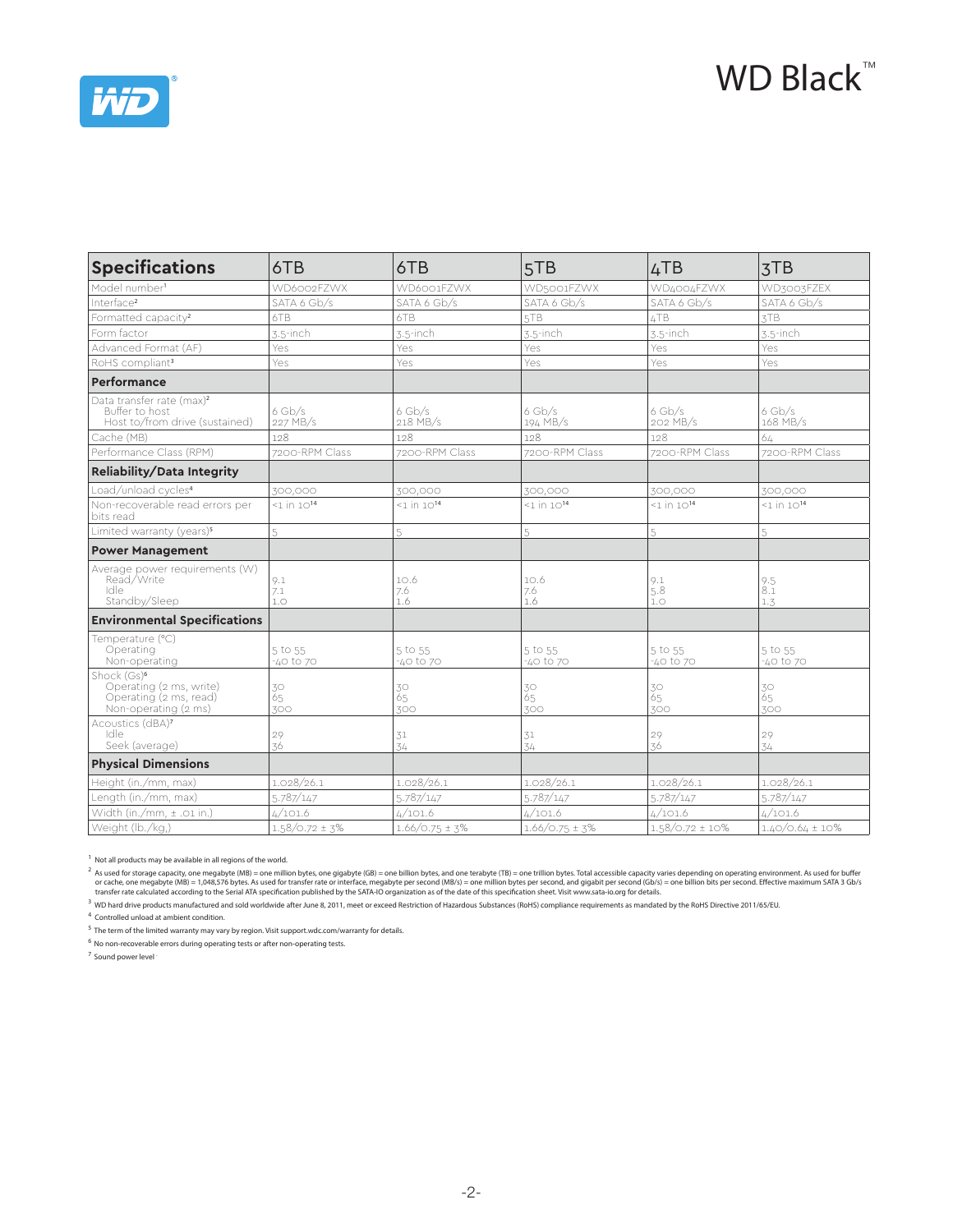# WD Black™

| Specifications | 6TB | 6TB | 5TB | 4TB | 3TB |
|---|---|---|---|---|---|
| Model number[1] | WD6002FZWX | WD6001FZWX | WD5001FZWX | WD4004FZWX | WD3003FZEX |
| Interface[2] | SATA 6 Gb/s | SATA 6 Gb/s | SATA 6 Gb/s | SATA 6 Gb/s | SATA 6 Gb/s |
| Formatted capacity[2] | 6TB | 6TB | 5TB | 4TB | 3TB |
| Form factor | 3.5-inch | 3.5-inch | 3.5-inch | 3.5-inch | 3.5-inch |
| Advanced Format (AF) | Yes | Yes | Yes | Yes | Yes |
| RoHS compliant[3] | Yes | Yes | Yes | Yes | Yes |
| **Performance** | | | | | |
| Data transfer rate (max)[2] | | | | | |
| Buffer to host | 6 Gb/s | 6 Gb/s | 6 Gb/s | 6 Gb/s | 6 Gb/s |
| Host to/from drive (sustained) | 227 MB/s | 218 MB/s | 194 MB/s | 202 MB/s | 168 MB/s |
| Cache (MB) | 128 | 128 | 128 | 128 | 64 |
| Performance Class (RPM) | 7200-RPM Class | 7200-RPM Class | 7200-RPM Class | 7200-RPM Class | 7200-RPM Class |
| **Reliability/Data Integrity** | | | | | |
| Load/unload cycles[4] | 300,000 | 300,000 | 300,000 | 300,000 | 300,000 |
| Non-recoverable read errors per bits read | $<1$ in $10^{14}$ | $<1$ in $10^{14}$ | $<1$ in $10^{14}$ | $<1$ in $10^{14}$ | $<1$ in $10^{14}$ |
| Limited warranty (years)[5] | 5 | 5 | 5 | 5 | 5 |
| **Power Management** | | | | | |
| Average power requirements (W) | | | | | |
| Read/Write | 9.1 | 10.6 | 10.6 | 9.1 | 9.5 |
| Idle | 7.1 | 7.6 | 7.6 | 5.8 | 8.1 |
| Standby/Sleep | 1.0 | 1.6 | 1.6 | 1.0 | 1.3 |
| **Environmental Specifications** | | | | | |
| Temperature (°C) | | | | | |
| Operating | 5 to 55 | 5 to 55 | 5 to 55 | 5 to 55 | 5 to 55 |
| Non-operating | -40 to 70 | -40 to 70 | -40 to 70 | -40 to 70 | -40 to 70 |
| Shock (Gs)[6] | | | | | |
| Operating (2 ms, write) | 30 | 30 | 30 | 30 | 30 |
| Operating (2 ms, read) | 65 | 65 | 65 | 65 | 65 |
| Non-operating (2 ms) | 300 | 300 | 300 | 300 | 300 |
| Acoustics (dBA)[7] | | | | | |
| Idle | 29 | 31 | 31 | 29 | 29 |
| Seek (average) | 36 | 34 | 34 | 36 | 34 |
| **Physical Dimensions** | | | | | |
| Height (in./mm, max) | 1.028/26.1 | 1.028/26.1 | 1.028/26.1 | 1.028/26.1 | 1.028/26.1 |
| Length (in./mm, max) | 5.787/147 | 5.787/147 | 5.787/147 | 5.787/147 | 5.787/147 |
| Width (in./mm, ± .01 in.) | 4/101.6 | 4/101.6 | 4/101.6 | 4/101.6 | 4/101.6 |
| Weight (lb./kg,) | 1.58/0.72 ± 3% | 1.66/0.75 ± 3% | 1.66/0.75 ± 3% | 1.58/0.72 ± 10% | 1.40/0.64 ± 10% |

[1] Not all products may be available in all regions of the world.

[2] As used for storage capacity, one megabyte (MB) = one million bytes, one gigabyte (GB) = one billion bytes, and one terabyte (TB) = one trillion bytes. Total accessible capacity varies depending on operating environment. As used for buffer or cache, one megabyte (MB) = 1,048,576 bytes. As used for transfer rate or interface, megabyte per second (MB/s) = one million bytes per second, and gigabit per second (Gb/s) = one billion bits per second. Effective maximum SATA 3 Gb/s transfer rate calculated according to the Serial ATA specification published by the SATA-IO organization as of the date of this specification sheet. Visit www.sata-io.org for details.

[3] WD hard drive products manufactured and sold worldwide after June 8, 2011, meet or exceed Restriction of Hazardous Substances (RoHS) compliance requirements as mandated by the RoHS Directive 2011/65/EU.

[4] Controlled unload at ambient condition.

[5] The term of the limited warranty may vary by region. Visit support.wdc.com/warranty for details.

[6] No non-recoverable errors during operating tests or after non-operating tests.

[7] Sound power level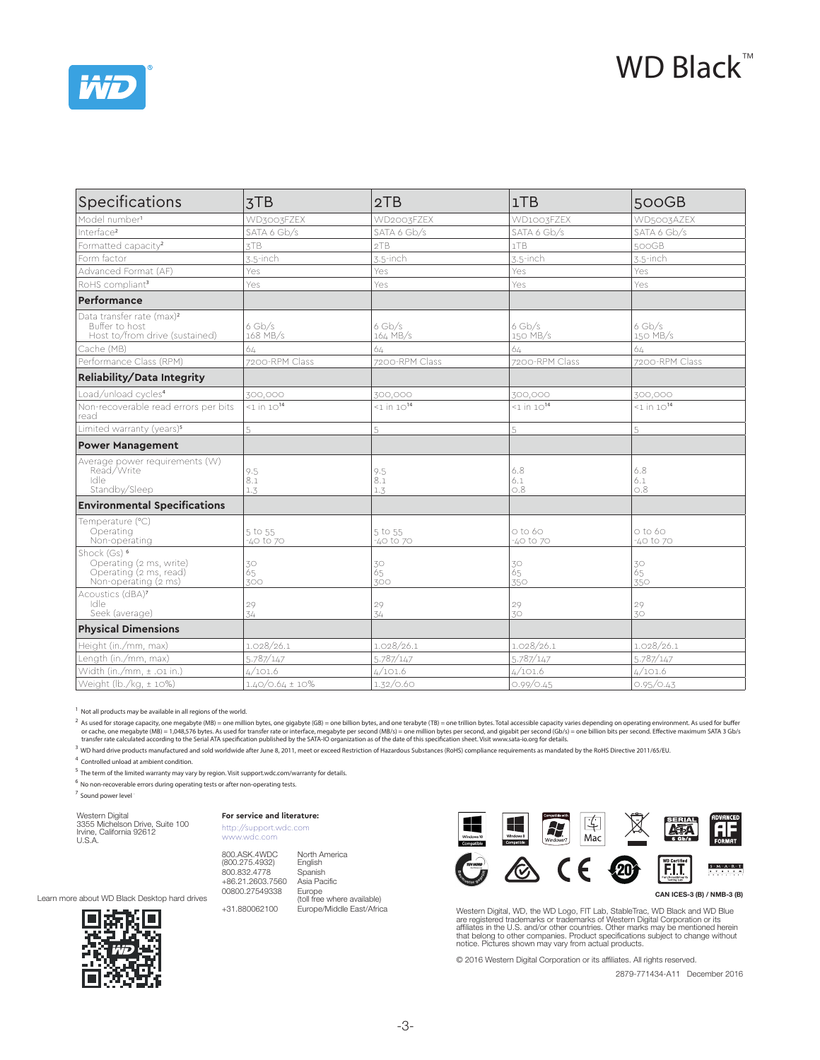# WD Black™

| Specifications | 3TB | 2TB | 1TB | 500GB |
|---|---|---|---|---|
| Model number[1] | WD3003FZEX | WD2003FZEX | WD1003FZEX | WD5003AZEX |
| Interface[2] | SATA 6 Gb/s | SATA 6 Gb/s | SATA 6 Gb/s | SATA 6 Gb/s |
| Formatted capacity[2] | 3TB | 2TB | 1TB | 500GB |
| Form factor | 3.5-inch | 3.5-inch | 3.5-inch | 3.5-inch |
| Advanced Format (AF) | Yes | Yes | Yes | Yes |
| RoHS compliant[3] | Yes | Yes | Yes | Yes |
| **Performance** | | | | |
| Data transfer rate (max)[2] Buffer to host Host to/from drive (sustained) | 6 Gb/s 168 MB/s | 6 Gb/s 164 MB/s | 6 Gb/s 150 MB/s | 6 Gb/s 150 MB/s |
| Cache (MB) | 64 | 64 | 64 | 64 |
| Performance Class (RPM) | 7200-RPM Class | 7200-RPM Class | 7200-RPM Class | 7200-RPM Class |
| **Reliability/Data Integrity** | | | | |
| Load/unload cycles[4] | 300,000 | 300,000 | 300,000 | 300,000 |
| Non-recoverable read errors per bits read | <1 in $10^{14}$ | <1 in $10^{14}$ | <1 in $10^{14}$ | <1 in $10^{14}$ |
| Limited warranty (years)[5] | 5 | 5 | 5 | 5 |
| **Power Management** | | | | |
| Average power requirements (W) Read/Write Idle Standby/Sleep | 9.5 8.1 1.3 | 9.5 8.1 1.3 | 6.8 6.1 0.8 | 6.8 6.1 0.8 |
| **Environmental Specifications** | | | | |
| Temperature (°C) Operating Non-operating | 5 to 55 -40 to 70 | 5 to 55 -40 to 70 | 0 to 60 -40 to 70 | 0 to 60 -40 to 70 |
| Shock (Gs)[6] Operating (2 ms, write) Operating (2 ms, read) Non-operating (2 ms) | 30 65 300 | 30 65 300 | 30 65 350 | 30 65 350 |
| Acoustics (dBA)[7] Idle Seek (average) | 29 34 | 29 34 | 29 30 | 29 30 |
| **Physical Dimensions** | | | | |
| Height (in./mm, max) | 1.028/26.1 | 1.028/26.1 | 1.028/26.1 | 1.028/26.1 |
| Length (in./mm, max) | 5.787/147 | 5.787/147 | 5.787/147 | 5.787/147 |
| Width (in./mm, ± .01 in.) | 4/101.6 | 4/101.6 | 4/101.6 | 4/101.6 |
| Weight (lb./kg, ± 10%) | 1.40/0.64 ± 10% | 1.32/0.60 | 0.99/0.45 | 0.95/0.43 |

[1] Not all products may be available in all regions of the world.

[2] As used for storage capacity, one megabyte (MB) = one million bytes, one gigabyte (GB) = one billion bytes, and one terabyte (TB) = one trillion bytes. Total accessible capacity varies depending on operating environment. As used for buffer or cache, one megabyte (MB) = 1,048,576 bytes. As used for transfer rate or interface, megabyte per second (MB/s) = one million bytes per second, and gigabit per second (Gb/s) = one billion bits per second. Effective maximum SATA 3 Gb/s transfer rate calculated according to the Serial ATA specification published by the SATA-IO organization as of the date of this specification sheet. Visit www.sata-io.org for details.

[3] WD hard drive products manufactured and sold worldwide after June 8, 2011, meet or exceed Restriction of Hazardous Substances (RoHS) compliance requirements as mandated by the RoHS Directive 2011/65/EU.

[4] Controlled unload at ambient condition.

[5] The term of the limited warranty may vary by region. Visit support.wdc.com/warranty for details.

[6] No non-recoverable errors during operating tests or after non-operating tests.

[7] Sound power level

Western Digital
3355 Michelson Drive, Suite 100
Irvine, California 92612
U.S.A.

Learn more about WD Black Desktop hard drives

**For service and literature:**

http://support.wdc.com
www.wdc.com

| | |
|---|---|
| 800.ASK.4WDC (800.275.4932) | North America English |
| 800.832.4778 | Spanish |
| +86.21.2603.7560 | Asia Pacific |
| 00800.27549338 | Europe (toll free where available) |
| +31.880062100 | Europe/Middle East/Africa |

CAN ICES-3 (B) / NMB-3 (B)

Western Digital, WD, the WD Logo, FIT Lab, StableTrac, WD Black and WD Blue are registered trademarks or trademarks of Western Digital Corporation or its affiliates in the U.S. and/or other countries. Other marks may be mentioned herein that belong to other companies. Product specifications subject to change without notice. Pictures shown may vary from actual products.

© 2016 Western Digital Corporation or its affiliates. All rights reserved.

2879-771434-A11 December 2016